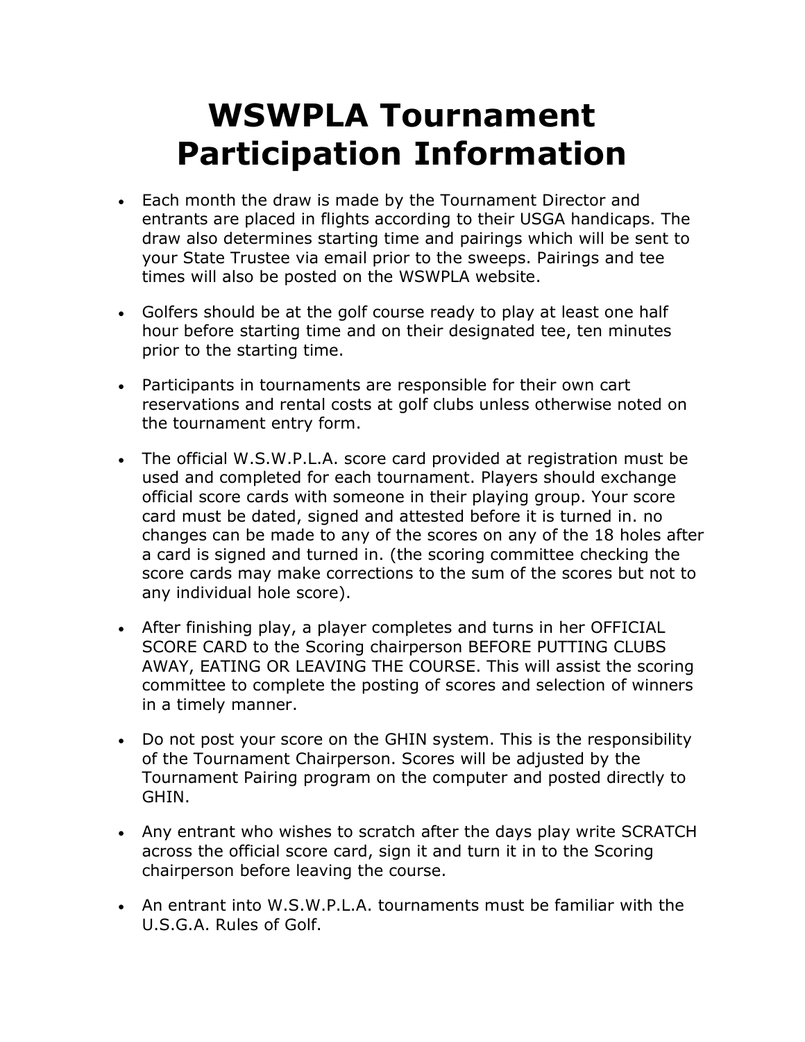# WSWPLA Tournament Participation Information

- Each month the draw is made by the Tournament Director and entrants are placed in flights according to their USGA handicaps. The draw also determines starting time and pairings which will be sent to your State Trustee via email prior to the sweeps. Pairings and tee times will also be posted on the WSWPLA website.
- Golfers should be at the golf course ready to play at least one half hour before starting time and on their designated tee, ten minutes prior to the starting time.
- Participants in tournaments are responsible for their own cart reservations and rental costs at golf clubs unless otherwise noted on the tournament entry form.
- The official W.S.W.P.L.A. score card provided at registration must be used and completed for each tournament. Players should exchange official score cards with someone in their playing group. Your score card must be dated, signed and attested before it is turned in. no changes can be made to any of the scores on any of the 18 holes after a card is signed and turned in. (the scoring committee checking the score cards may make corrections to the sum of the scores but not to any individual hole score).
- After finishing play, a player completes and turns in her OFFICIAL SCORE CARD to the Scoring chairperson BEFORE PUTTING CLUBS AWAY, EATING OR LEAVING THE COURSE. This will assist the scoring committee to complete the posting of scores and selection of winners in a timely manner.
- Do not post your score on the GHIN system. This is the responsibility of the Tournament Chairperson. Scores will be adjusted by the Tournament Pairing program on the computer and posted directly to GHIN.
- Any entrant who wishes to scratch after the days play write SCRATCH across the official score card, sign it and turn it in to the Scoring chairperson before leaving the course.
- An entrant into W.S.W.P.L.A. tournaments must be familiar with the U.S.G.A. Rules of Golf.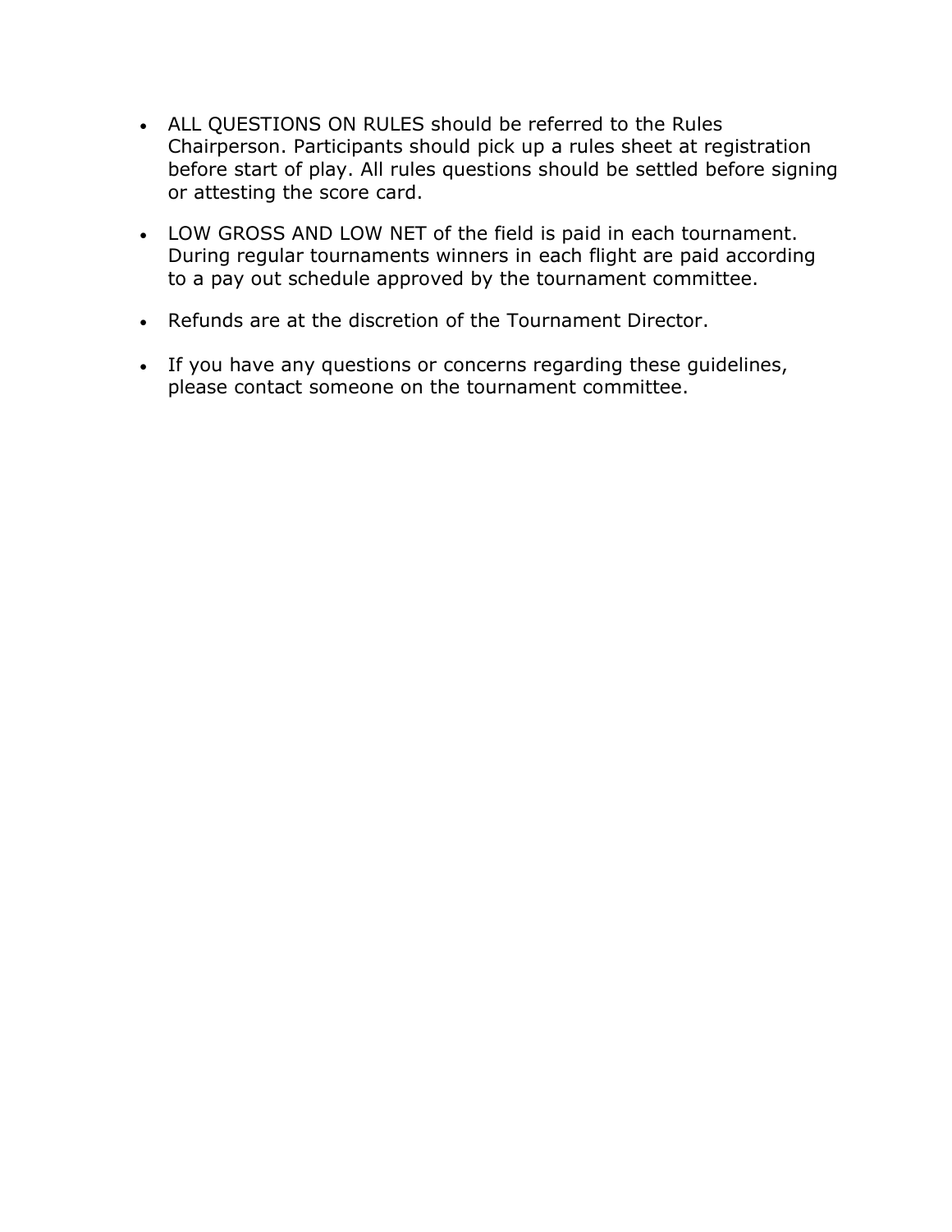- ALL QUESTIONS ON RULES should be referred to the Rules Chairperson. Participants should pick up a rules sheet at registration before start of play. All rules questions should be settled before signing or attesting the score card.
- LOW GROSS AND LOW NET of the field is paid in each tournament. During regular tournaments winners in each flight are paid according to a pay out schedule approved by the tournament committee.
- Refunds are at the discretion of the Tournament Director.
- If you have any questions or concerns regarding these guidelines, please contact someone on the tournament committee.